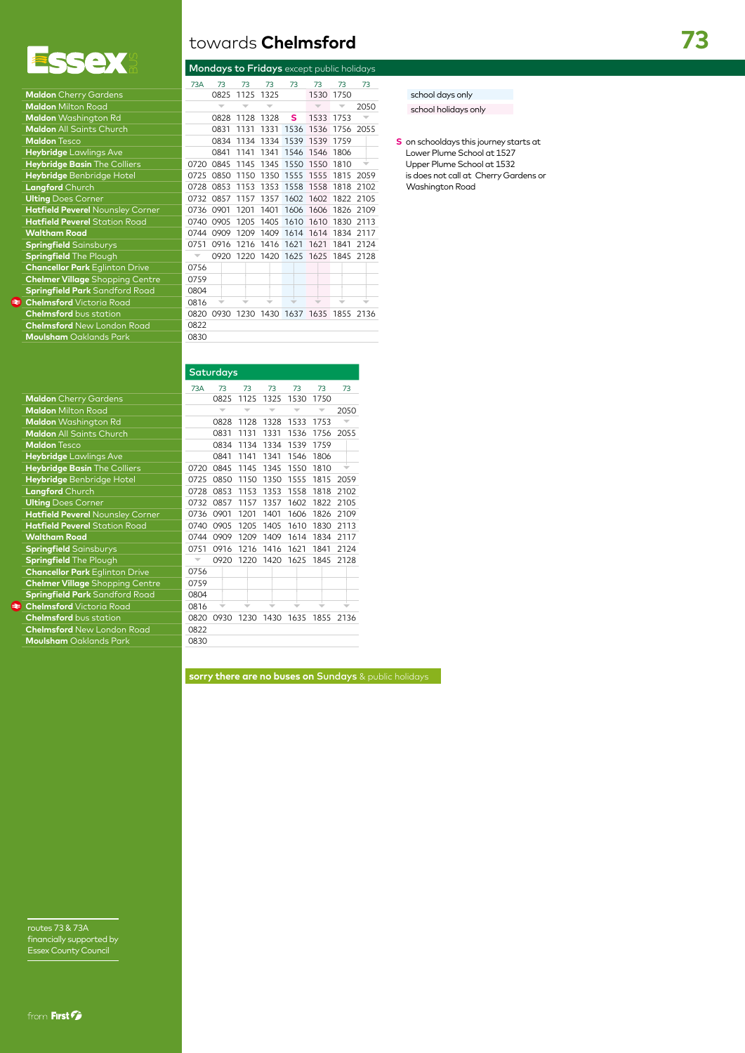# towards **Chelmsford** — 73

## Mondays to Fridays except public holidays

| | 73A | 73 | 73 | 73 | 73 (school days only) | 73 (school holidays only) | 73 | 73 |
|---|---|---|---|---|---|---|---|---|
| **Maldon** Cherry Gardens | | 0825 | 1125 | 1325 | | 1530 | 1750 | |
| **Maldon** Milton Road | | ▼ | ▼ | ▼ | | ▼ | ▼ | 2050 |
| **Maldon** Washington Rd | | 0828 | 1128 | 1328 | S | 1533 | 1753 | ▼ |
| **Maldon** All Saints Church | | 0831 | 1131 | 1331 | 1536 | 1536 | 1756 | 2055 |
| **Maldon** Tesco | | 0834 | 1134 | 1334 | 1539 | 1539 | 1759 | |
| **Heybridge** Lawlings Ave | | 0841 | 1141 | 1341 | 1546 | 1546 | 1806 | |
| **Heybridge Basin** The Colliers | 0720 | 0845 | 1145 | 1345 | 1550 | 1550 | 1810 | ▼ |
| **Heybridge** Benbridge Hotel | 0725 | 0850 | 1150 | 1350 | 1555 | 1555 | 1815 | 2059 |
| **Langford** Church | 0728 | 0853 | 1153 | 1353 | 1558 | 1558 | 1818 | 2102 |
| **Ulting** Does Corner | 0732 | 0857 | 1157 | 1357 | 1602 | 1602 | 1822 | 2105 |
| **Hatfield Peverel** Nounsley Corner | 0736 | 0901 | 1201 | 1401 | 1606 | 1606 | 1826 | 2109 |
| **Hatfield Peverel** Station Road | 0740 | 0905 | 1205 | 1405 | 1610 | 1610 | 1830 | 2113 |
| **Waltham Road** | 0744 | 0909 | 1209 | 1409 | 1614 | 1614 | 1834 | 2117 |
| **Springfield** Sainsburys | 0751 | 0916 | 1216 | 1416 | 1621 | 1621 | 1841 | 2124 |
| **Springfield** The Plough | ▼ | 0920 | 1220 | 1420 | 1625 | 1625 | 1845 | 2128 |
| **Chancellor Park** Eglinton Drive | 0756 | | | | | | | |
| **Chelmer Village** Shopping Centre | 0759 | | | | | | | |
| **Springfield Park** Sandford Road | 0804 | | | | | | | |
| **Chelmsford** Victoria Road | 0816 | ▼ | ▼ | ▼ | ▼ | ▼ | ▼ | ▼ |
| **Chelmsford** bus station | 0820 | 0930 | 1230 | 1430 | 1637 | 1635 | 1855 | 2136 |
| **Chelmsford** New London Road | 0822 | | | | | | | |
| **Moulsham** Oaklands Park | 0830 | | | | | | | |

school days only

school holidays only

**S** on schooldays this journey starts at Lower Plume School at 1527 Upper Plume School at 1532 is does not call at Cherry Gardens or Washington Road

## Saturdays

| | 73A | 73 | 73 | 73 | 73 | 73 | 73 |
|---|---|---|---|---|---|---|---|
| **Maldon** Cherry Gardens | | 0825 | 1125 | 1325 | 1530 | 1750 | |
| **Maldon** Milton Road | | ▼ | ▼ | ▼ | ▼ | ▼ | 2050 |
| **Maldon** Washington Rd | | 0828 | 1128 | 1328 | 1533 | 1753 | ▼ |
| **Maldon** All Saints Church | | 0831 | 1131 | 1331 | 1536 | 1756 | 2055 |
| **Maldon** Tesco | | 0834 | 1134 | 1334 | 1539 | 1759 | |
| **Heybridge** Lawlings Ave | | 0841 | 1141 | 1341 | 1546 | 1806 | |
| **Heybridge Basin** The Colliers | 0720 | 0845 | 1145 | 1345 | 1550 | 1810 | ▼ |
| **Heybridge** Benbridge Hotel | 0725 | 0850 | 1150 | 1350 | 1555 | 1815 | 2059 |
| **Langford** Church | 0728 | 0853 | 1153 | 1353 | 1558 | 1818 | 2102 |
| **Ulting** Does Corner | 0732 | 0857 | 1157 | 1357 | 1602 | 1822 | 2105 |
| **Hatfield Peverel** Nounsley Corner | 0736 | 0901 | 1201 | 1401 | 1606 | 1826 | 2109 |
| **Hatfield Peverel** Station Road | 0740 | 0905 | 1205 | 1405 | 1610 | 1830 | 2113 |
| **Waltham Road** | 0744 | 0909 | 1209 | 1409 | 1614 | 1834 | 2117 |
| **Springfield** Sainsburys | 0751 | 0916 | 1216 | 1416 | 1621 | 1841 | 2124 |
| **Springfield** The Plough | ▼ | 0920 | 1220 | 1420 | 1625 | 1845 | 2128 |
| **Chancellor Park** Eglinton Drive | 0756 | | | | | | |
| **Chelmer Village** Shopping Centre | 0759 | | | | | | |
| **Springfield Park** Sandford Road | 0804 | | | | | | |
| **Chelmsford** Victoria Road | 0816 | ▼ | ▼ | ▼ | ▼ | ▼ | ▼ |
| **Chelmsford** bus station | 0820 | 0930 | 1230 | 1430 | 1635 | 1855 | 2136 |
| **Chelmsford** New London Road | 0822 | | | | | | |
| **Moulsham** Oaklands Park | 0830 | | | | | | |

**sorry there are no buses on Sundays** & public holidays

routes 73 & 73A financially supported by Essex County Council

from First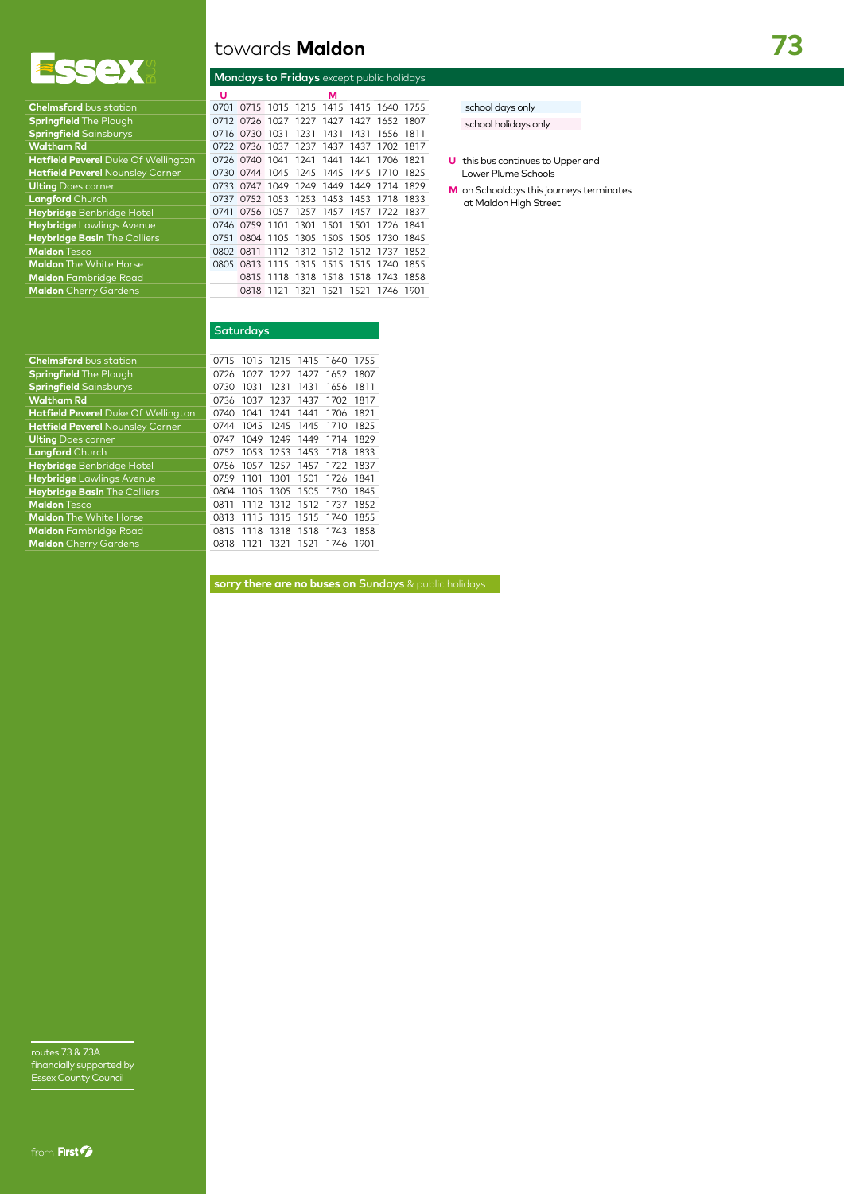# towards **Maldon** 73

## Mondays to Fridays except public holidays

| | U | | | | M | | | |
|---|---|---|---|---|---|---|---|---|
| **Chelmsford** bus station | 0701 | 0715 | 1015 | 1215 | 1415 | 1415 | 1640 | 1755 |
| **Springfield** The Plough | 0712 | 0726 | 1027 | 1227 | 1427 | 1427 | 1652 | 1807 |
| **Springfield** Sainsburys | 0716 | 0730 | 1031 | 1231 | 1431 | 1431 | 1656 | 1811 |
| **Waltham Rd** | 0722 | 0736 | 1037 | 1237 | 1437 | 1437 | 1702 | 1817 |
| **Hatfield Peverel** Duke Of Wellington | 0726 | 0740 | 1041 | 1241 | 1441 | 1441 | 1706 | 1821 |
| **Hatfield Peverel** Nounsley Corner | 0730 | 0744 | 1045 | 1245 | 1445 | 1445 | 1710 | 1825 |
| **Ulting** Does corner | 0733 | 0747 | 1049 | 1249 | 1449 | 1449 | 1714 | 1829 |
| **Langford** Church | 0737 | 0752 | 1053 | 1253 | 1453 | 1453 | 1718 | 1833 |
| **Heybridge** Benbridge Hotel | 0741 | 0756 | 1057 | 1257 | 1457 | 1457 | 1722 | 1837 |
| **Heybridge** Lawlings Avenue | 0746 | 0759 | 1101 | 1301 | 1501 | 1501 | 1726 | 1841 |
| **Heybridge Basin** The Colliers | 0751 | 0804 | 1105 | 1305 | 1505 | 1505 | 1730 | 1845 |
| **Maldon** Tesco | 0802 | 0811 | 1112 | 1312 | 1512 | 1512 | 1737 | 1852 |
| **Maldon** The White Horse | 0805 | 0813 | 1115 | 1315 | 1515 | 1515 | 1740 | 1855 |
| **Maldon** Fambridge Road | | 0815 | 1118 | 1318 | 1518 | 1518 | 1743 | 1858 |
| **Maldon** Cherry Gardens | | 0818 | 1121 | 1321 | 1521 | 1521 | 1746 | 1901 |

school days only

school holidays only

**U** this bus continues to Upper and Lower Plume Schools

**M** on Schooldays this journeys terminates at Maldon High Street

## Saturdays

| | | | | | | |
|---|---|---|---|---|---|---|
| **Chelmsford** bus station | 0715 | 1015 | 1215 | 1415 | 1640 | 1755 |
| **Springfield** The Plough | 0726 | 1027 | 1227 | 1427 | 1652 | 1807 |
| **Springfield** Sainsburys | 0730 | 1031 | 1231 | 1431 | 1656 | 1811 |
| **Waltham Rd** | 0736 | 1037 | 1237 | 1437 | 1702 | 1817 |
| **Hatfield Peverel** Duke Of Wellington | 0740 | 1041 | 1241 | 1441 | 1706 | 1821 |
| **Hatfield Peverel** Nounsley Corner | 0744 | 1045 | 1245 | 1445 | 1710 | 1825 |
| **Ulting** Does corner | 0747 | 1049 | 1249 | 1449 | 1714 | 1829 |
| **Langford** Church | 0752 | 1053 | 1253 | 1453 | 1718 | 1833 |
| **Heybridge** Benbridge Hotel | 0756 | 1057 | 1257 | 1457 | 1722 | 1837 |
| **Heybridge** Lawlings Avenue | 0759 | 1101 | 1301 | 1501 | 1726 | 1841 |
| **Heybridge Basin** The Colliers | 0804 | 1105 | 1305 | 1505 | 1730 | 1845 |
| **Maldon** Tesco | 0811 | 1112 | 1312 | 1512 | 1737 | 1852 |
| **Maldon** The White Horse | 0813 | 1115 | 1315 | 1515 | 1740 | 1855 |
| **Maldon** Fambridge Road | 0815 | 1118 | 1318 | 1518 | 1743 | 1858 |
| **Maldon** Cherry Gardens | 0818 | 1121 | 1321 | 1521 | 1746 | 1901 |

**sorry there are no buses on Sundays** & public holidays

routes 73 & 73A financially supported by Essex County Council

from First